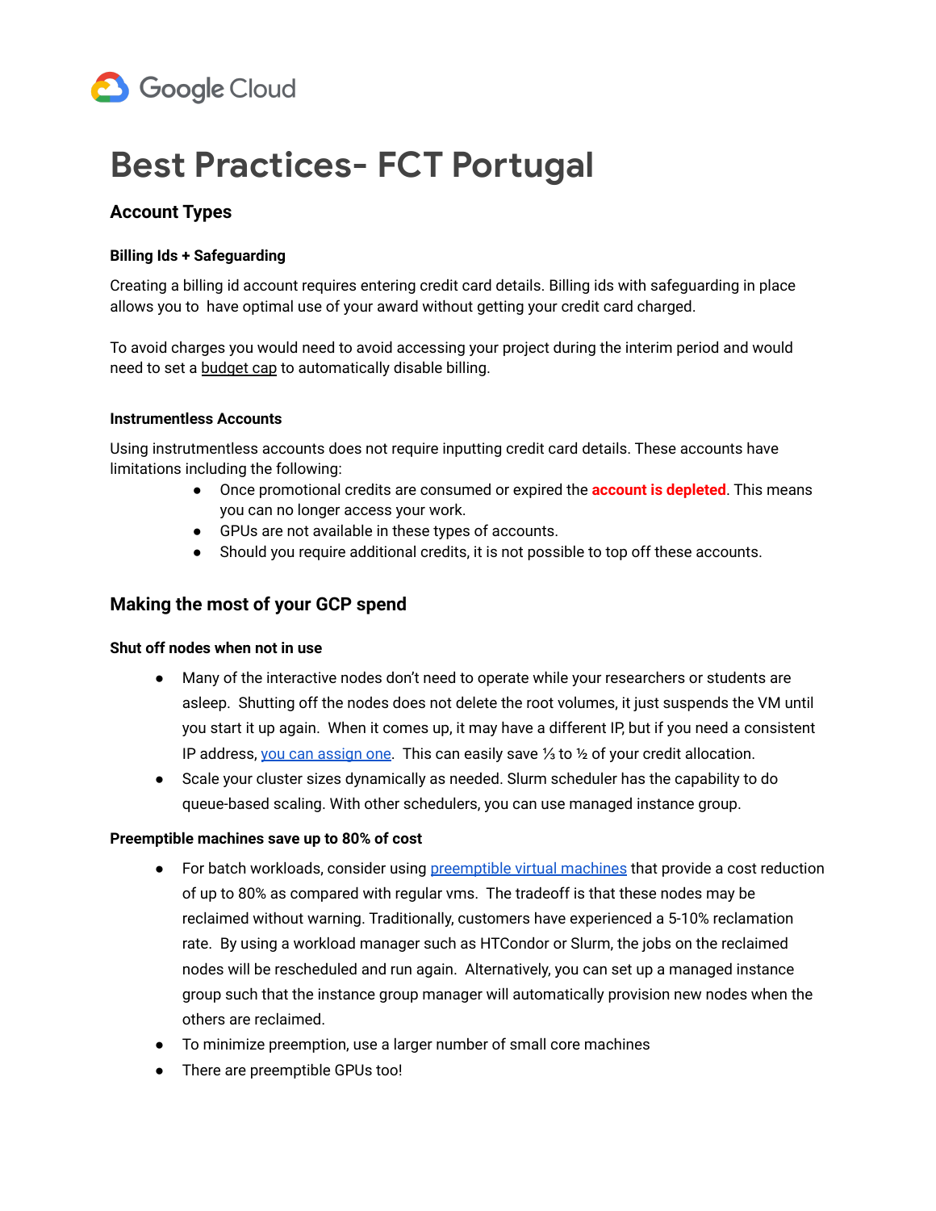Google Cloud

# Best Practices- FCT Portugal

## Account Types

### Billing Ids + Safeguarding

Creating a billing id account requires entering credit card details. Billing ids with safeguarding in place allows you to have optimal use of your award without getting your credit card charged.

To avoid charges you would need to avoid accessing your project during the interim period and would need to set a budget cap to automatically disable billing.

### Instrumentless Accounts

Using instrutmentless accounts does not require inputting credit card details. These accounts have limitations including the following:

- Once promotional credits are consumed or expired the **account is depleted**. This means you can no longer access your work.
- GPUs are not available in these types of accounts.
- Should you require additional credits, it is not possible to top off these accounts.

## Making the most of your GCP spend

### Shut off nodes when not in use

- Many of the interactive nodes don't need to operate while your researchers or students are asleep. Shutting off the nodes does not delete the root volumes, it just suspends the VM until you start it up again. When it comes up, it may have a different IP, but if you need a consistent IP address, you can assign one. This can easily save ⅓ to ½ of your credit allocation.
- Scale your cluster sizes dynamically as needed. Slurm scheduler has the capability to do queue-based scaling. With other schedulers, you can use managed instance group.

### Preemptible machines save up to 80% of cost

- For batch workloads, consider using preemptible virtual machines that provide a cost reduction of up to 80% as compared with regular vms. The tradeoff is that these nodes may be reclaimed without warning. Traditionally, customers have experienced a 5-10% reclamation rate. By using a workload manager such as HTCondor or Slurm, the jobs on the reclaimed nodes will be rescheduled and run again. Alternatively, you can set up a managed instance group such that the instance group manager will automatically provision new nodes when the others are reclaimed.
- To minimize preemption, use a larger number of small core machines
- There are preemptible GPUs too!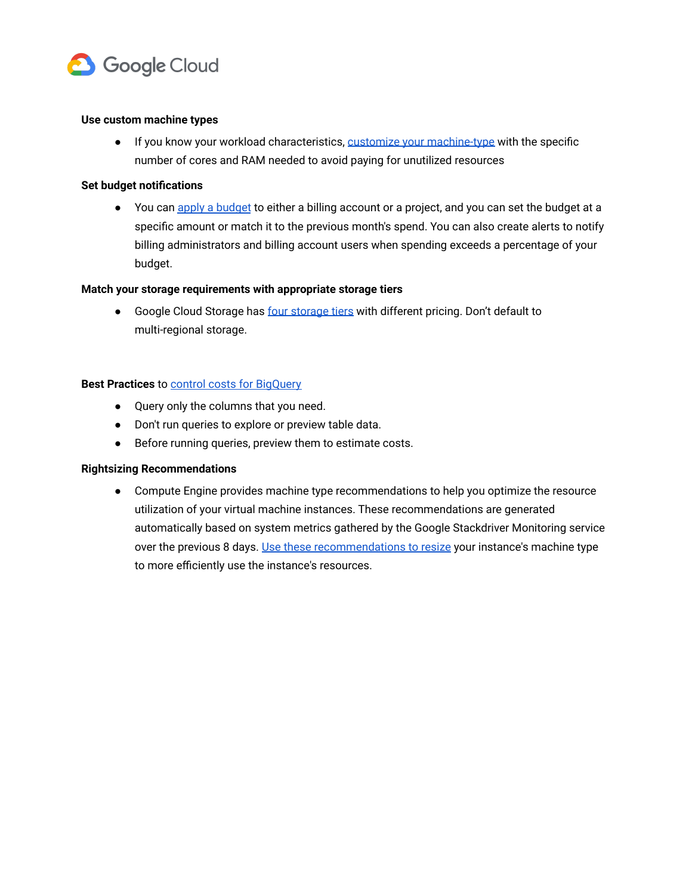**Use custom machine types**

- If you know your workload characteristics, customize your machine-type with the specific number of cores and RAM needed to avoid paying for unutilized resources

**Set budget notifications**

- You can apply a budget to either a billing account or a project, and you can set the budget at a specific amount or match it to the previous month's spend. You can also create alerts to notify billing administrators and billing account users when spending exceeds a percentage of your budget.

**Match your storage requirements with appropriate storage tiers**

- Google Cloud Storage has four storage tiers with different pricing. Don't default to multi-regional storage.

**Best Practices** to control costs for BigQuery

- Query only the columns that you need.
- Don't run queries to explore or preview table data.
- Before running queries, preview them to estimate costs.

**Rightsizing Recommendations**

- Compute Engine provides machine type recommendations to help you optimize the resource utilization of your virtual machine instances. These recommendations are generated automatically based on system metrics gathered by the Google Stackdriver Monitoring service over the previous 8 days. Use these recommendations to resize your instance's machine type to more efficiently use the instance's resources.